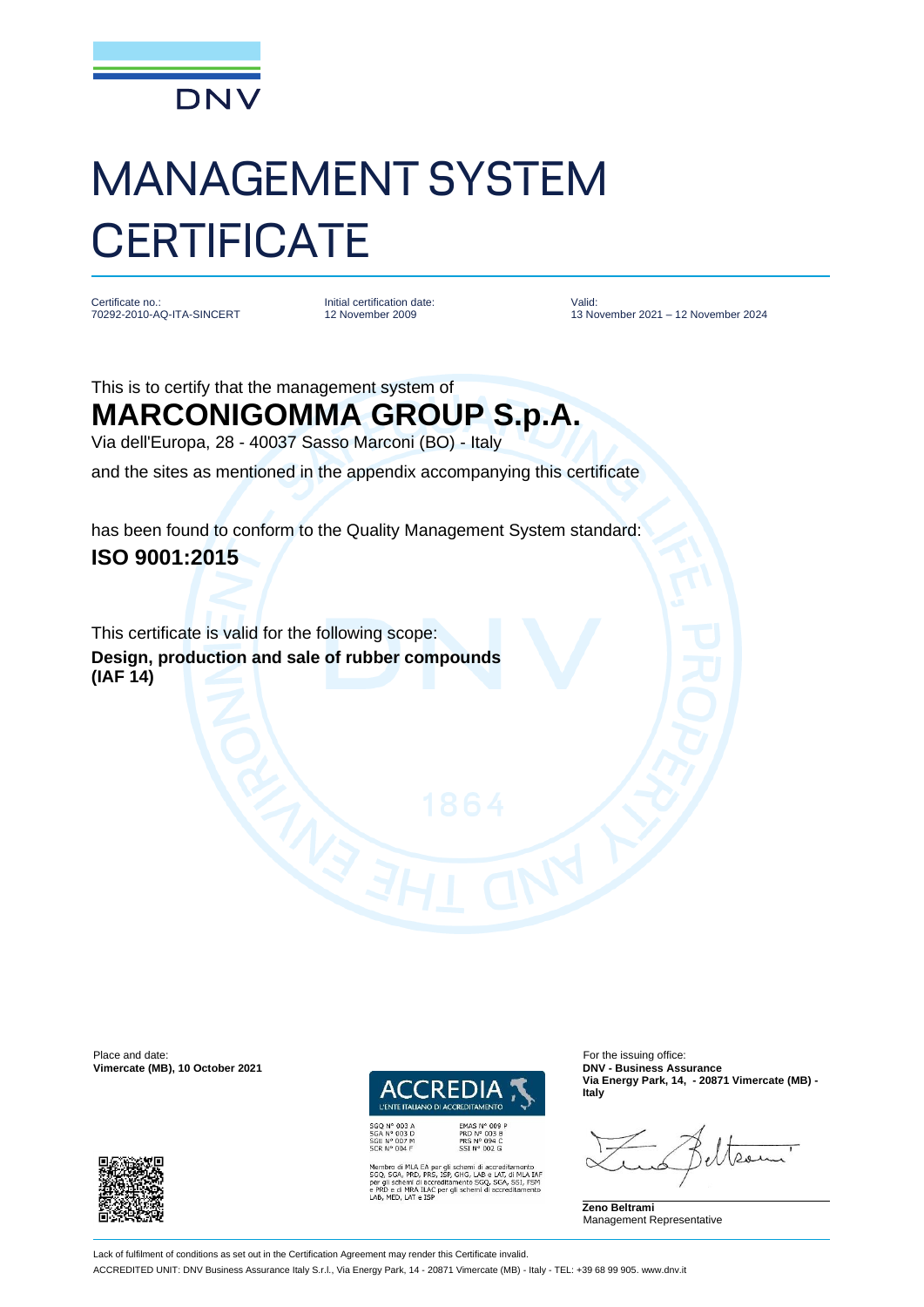DNV

# MANAGEMENT SYSTEM CERTIFICATE

Certificate no.:
70292-2010-AQ-ITA-SINCERT

Initial certification date:
12 November 2009

Valid:
13 November 2021 – 12 November 2024

This is to certify that the management system of

## MARCONIGOMMA GROUP S.p.A.

Via dell'Europa, 28 - 40037 Sasso Marconi (BO) - Italy

and the sites as mentioned in the appendix accompanying this certificate

has been found to conform to the Quality Management System standard:

### ISO 9001:2015

This certificate is valid for the following scope:

**Design, production and sale of rubber compounds**
**(IAF 14)**

Place and date:
**Vimercate (MB), 10 October 2021**

ACCREDIA
L'ENTE ITALIANO DI ACCREDITAMENTO

SGQ N° 003 A
SGA N° 003 D
SGE N° 007 M
SCR N° 004 F

EMAS N° 009 P
PRD N° 003 B
PRS N° 094 C
SSI N° 002 G

Membro di MLA EA per gli schemi di accreditamento SGQ, SGA, PRD, PRS, ISP, GHG, LAB e LAT, di MLA IAF per gli schemi di accreditamento SGQ, SGA, SSI, FSM e PRD e di MRA ILAC per gli schemi di accreditamento LAB, MED, LAT e ISP

For the issuing office:
**DNV - Business Assurance**
**Via Energy Park, 14, - 20871 Vimercate (MB) - Italy**

**Zeno Beltrami**
Management Representative

Lack of fulfilment of conditions as set out in the Certification Agreement may render this Certificate invalid.

ACCREDITED UNIT: DNV Business Assurance Italy S.r.l., Via Energy Park, 14 - 20871 Vimercate (MB) - Italy - TEL: +39 68 99 905. www.dnv.it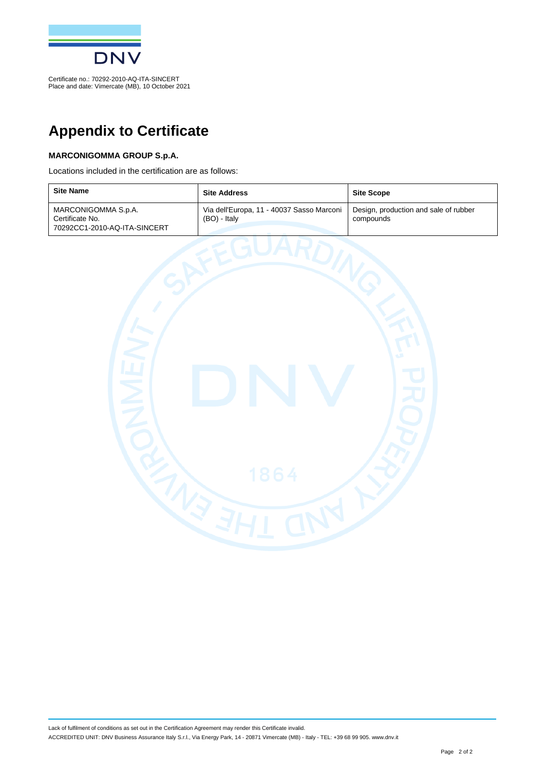Certificate no.: 70292-2010-AQ-ITA-SINCERT
Place and date: Vimercate (MB), 10 October 2021

# Appendix to Certificate

**MARCONIGOMMA GROUP S.p.A.**

Locations included in the certification are as follows:

| Site Name | Site Address | Site Scope |
|---|---|---|
| MARCONIGOMMA S.p.A. Certificate No. 70292CC1-2010-AQ-ITA-SINCERT | Via dell'Europa, 11 - 40037 Sasso Marconi (BO) - Italy | Design, production and sale of rubber compounds |

Lack of fulfilment of conditions as set out in the Certification Agreement may render this Certificate invalid.

ACCREDITED UNIT: DNV Business Assurance Italy S.r.l., Via Energy Park, 14 - 20871 Vimercate (MB) - Italy - TEL: +39 68 99 905. www.dnv.it